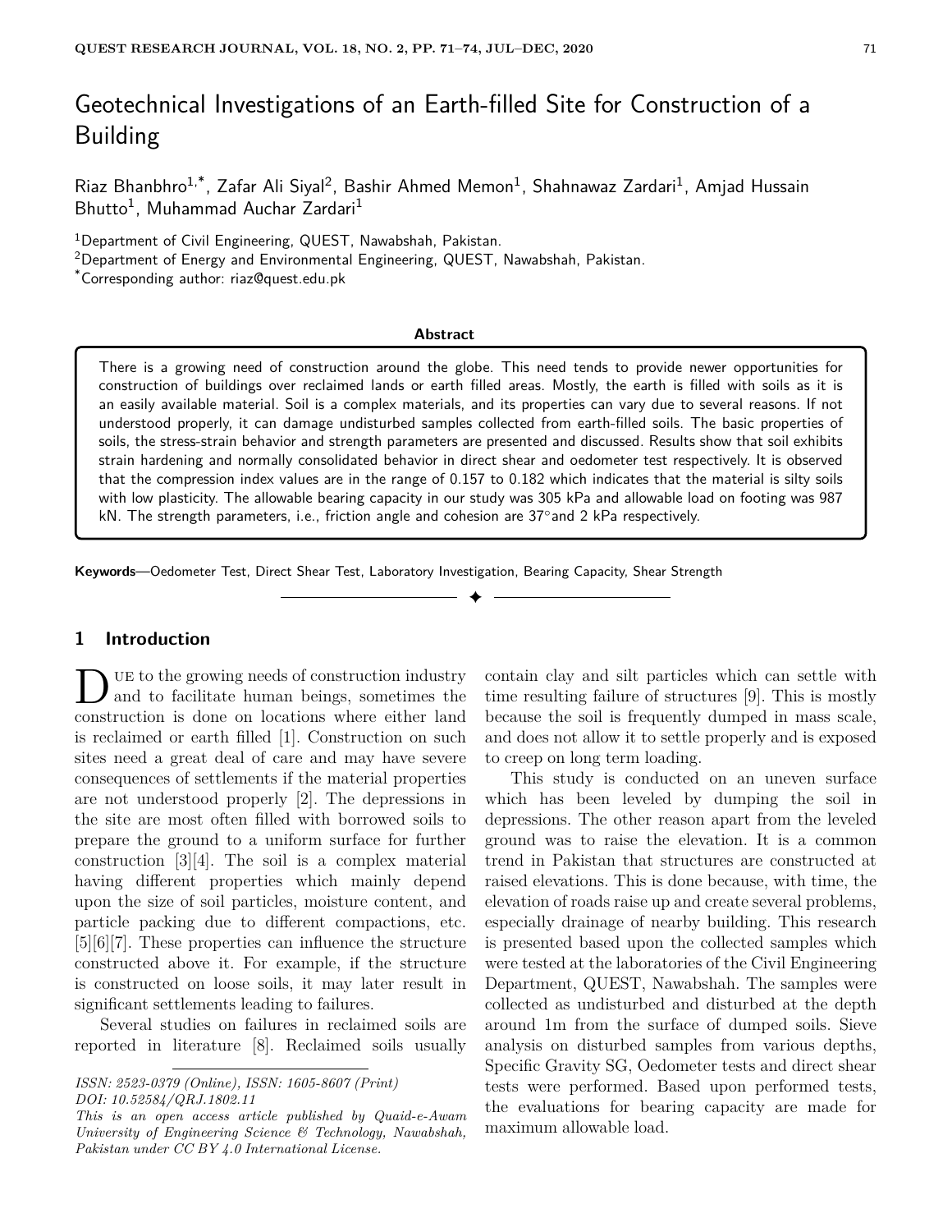# Geotechnical Investigations of an Earth-filled Site for Construction of a Building

Riaz Bhanbhro[1,*], Zafar Ali Siyal[2], Bashir Ahmed Memon[1], Shahnawaz Zardari[1], Amjad Hussain Bhutto[1], Muhammad Auchar Zardari[1]

[1]Department of Civil Engineering, QUEST, Nawabshah, Pakistan.
[2]Department of Energy and Environmental Engineering, QUEST, Nawabshah, Pakistan.
[*]Corresponding author: riaz@quest.edu.pk

**Abstract**

There is a growing need of construction around the globe. This need tends to provide newer opportunities for construction of buildings over reclaimed lands or earth filled areas. Mostly, the earth is filled with soils as it is an easily available material. Soil is a complex materials, and its properties can vary due to several reasons. If not understood properly, it can damage undisturbed samples collected from earth-filled soils. The basic properties of soils, the stress-strain behavior and strength parameters are presented and discussed. Results show that soil exhibits strain hardening and normally consolidated behavior in direct shear and oedometer test respectively. It is observed that the compression index values are in the range of 0.157 to 0.182 which indicates that the material is silty soils with low plasticity. The allowable bearing capacity in our study was 305 kPa and allowable load on footing was 987 kN. The strength parameters, i.e., friction angle and cohesion are 37°and 2 kPa respectively.

**Keywords**—Oedometer Test, Direct Shear Test, Laboratory Investigation, Bearing Capacity, Shear Strength

## 1 Introduction

Due to the growing needs of construction industry and to facilitate human beings, sometimes the construction is done on locations where either land is reclaimed or earth filled [1]. Construction on such sites need a great deal of care and may have severe consequences of settlements if the material properties are not understood properly [2]. The depressions in the site are most often filled with borrowed soils to prepare the ground to a uniform surface for further construction [3][4]. The soil is a complex material having different properties which mainly depend upon the size of soil particles, moisture content, and particle packing due to different compactions, etc. [5][6][7]. These properties can influence the structure constructed above it. For example, if the structure is constructed on loose soils, it may later result in significant settlements leading to failures.

Several studies on failures in reclaimed soils are reported in literature [8]. Reclaimed soils usually contain clay and silt particles which can settle with time resulting failure of structures [9]. This is mostly because the soil is frequently dumped in mass scale, and does not allow it to settle properly and is exposed to creep on long term loading.

This study is conducted on an uneven surface which has been leveled by dumping the soil in depressions. The other reason apart from the leveled ground was to raise the elevation. It is a common trend in Pakistan that structures are constructed at raised elevations. This is done because, with time, the elevation of roads raise up and create several problems, especially drainage of nearby building. This research is presented based upon the collected samples which were tested at the laboratories of the Civil Engineering Department, QUEST, Nawabshah. The samples were collected as undisturbed and disturbed at the depth around 1m from the surface of dumped soils. Sieve analysis on disturbed samples from various depths, Specific Gravity SG, Oedometer tests and direct shear tests were performed. Based upon performed tests, the evaluations for bearing capacity are made for maximum allowable load.

*ISSN: 2523-0379 (Online), ISSN: 1605-8607 (Print)*
*DOI: 10.52584/QRJ.1802.11*
*This is an open access article published by Quaid-e-Awam University of Engineering Science & Technology, Nawabshah, Pakistan under CC BY 4.0 International License.*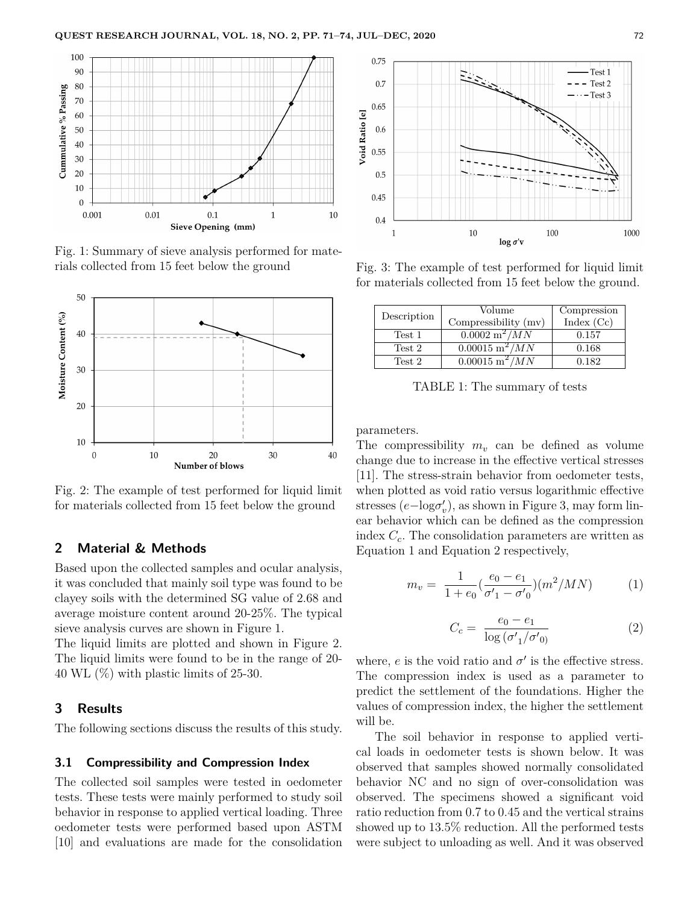100
90
80
70
60
50
40
30
20
10
0
0.001
0.01
0.1
1
10
Cummulative % Passing
Sieve Opening (mm)

Fig. 1: Summary of sieve analysis performed for materials collected from 15 feet below the ground

50
40
30
20
10
0
10
20
30
40
Moisture Content (%)
Number of blows

Fig. 2: The example of test performed for liquid limit for materials collected from 15 feet below the ground

## 2 Material & Methods

Based upon the collected samples and ocular analysis, it was concluded that mainly soil type was found to be clayey soils with the determined SG value of 2.68 and average moisture content around 20-25%. The typical sieve analysis curves are shown in Figure 1.

The liquid limits are plotted and shown in Figure 2. The liquid limits were found to be in the range of 20-40 WL (%) with plastic limits of 25-30.

## 3 Results

The following sections discuss the results of this study.

### 3.1 Compressibility and Compression Index

The collected soil samples were tested in oedometer tests. These tests were mainly performed to study soil behavior in response to applied vertical loading. Three oedometer tests were performed based upon ASTM [10] and evaluations are made for the consolidation

0.75
0.7
0.65
0.6
0.55
0.5
0.45
0.4
1
10
100
1000
Void Ratio [e]
log σ'v
Test 1
Test 2
Test 3

Fig. 3: The example of test performed for liquid limit for materials collected from 15 feet below the ground.

| Description | Volume Compressibility (mv) | Compression Index (Cc) |
|---|---|---|
| Test 1 | 0.0002 $m^2/MN$ | 0.157 |
| Test 2 | 0.00015 $m^2/MN$ | 0.168 |
| Test 2 | 0.00015 $m^2/MN$ | 0.182 |

TABLE 1: The summary of tests

parameters.

The compressibility $m_v$ can be defined as volume change due to increase in the effective vertical stresses [11]. The stress-strain behavior from oedometer tests, when plotted as void ratio versus logarithmic effective stresses ($e{-}\log\sigma'_v$), as shown in Figure 3, may form linear behavior which can be defined as the compression index $C_c$. The consolidation parameters are written as Equation 1 and Equation 2 respectively,

$$m_v = \frac{1}{1+e_0}\left(\frac{e_0 - e_1}{\sigma'_1 - \sigma'_0}\right)(m^2/MN) \qquad (1)$$

$$C_c = \frac{e_0 - e_1}{\log\left(\sigma'_1/\sigma'_{0}\right)} \qquad (2)$$

where, $e$ is the void ratio and $\sigma'$ is the effective stress. The compression index is used as a parameter to predict the settlement of the foundations. Higher the values of compression index, the higher the settlement will be.

The soil behavior in response to applied vertical loads in oedometer tests is shown below. It was observed that samples showed normally consolidated behavior NC and no sign of over-consolidation was observed. The specimens showed a significant void ratio reduction from 0.7 to 0.45 and the vertical strains showed up to 13.5% reduction. All the performed tests were subject to unloading as well. And it was observed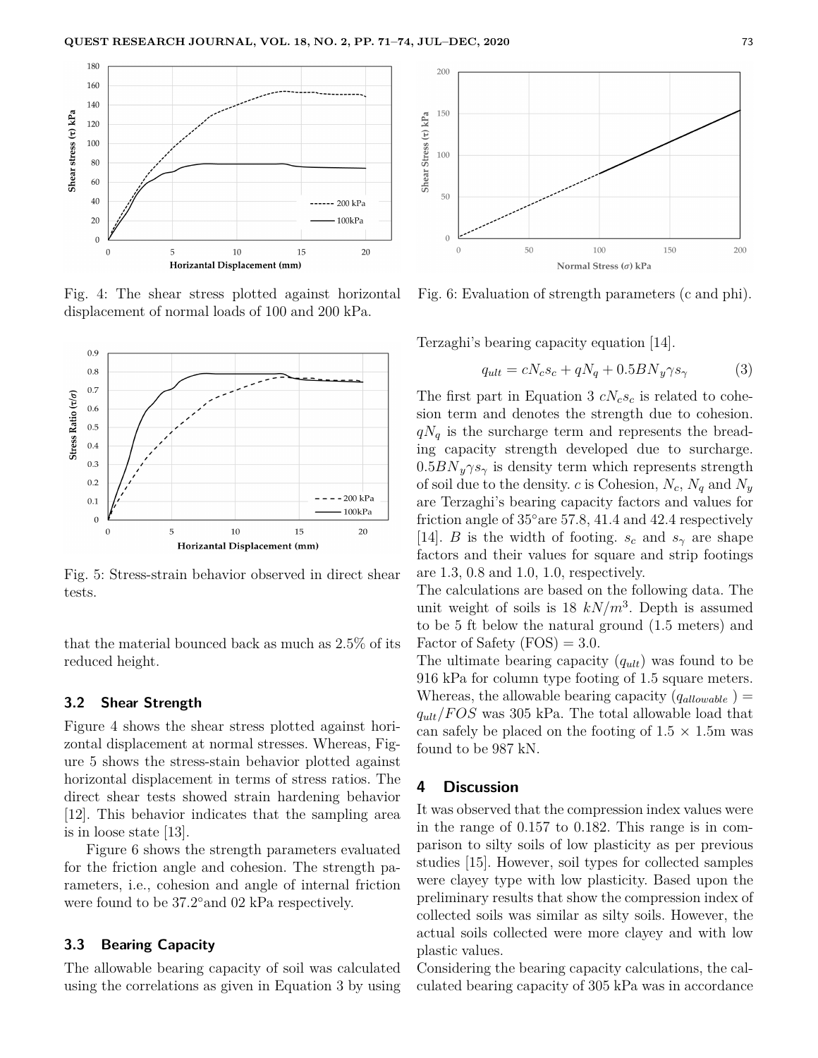180
160
140
120
100
80
60
40
20
0

Shear stress (τ) kPa

0 5 10 15 20

Horizantal Displacement (mm)

200 kPa
100kPa

Fig. 4: The shear stress plotted against horizontal displacement of normal loads of 100 and 200 kPa.

0.9
0.8
0.7
0.6
0.5
0.4
0.3
0.2
0.1
0

Stress Ratio (τ/σ)

0 5 10 15 20

Horizantal Displacement (mm)

200 kPa
100kPa

Fig. 5: Stress-strain behavior observed in direct shear tests.

that the material bounced back as much as 2.5% of its reduced height.

### 3.2 Shear Strength

Figure 4 shows the shear stress plotted against horizontal displacement at normal stresses. Whereas, Figure 5 shows the stress-stain behavior plotted against horizontal displacement in terms of stress ratios. The direct shear tests showed strain hardening behavior [12]. This behavior indicates that the sampling area is in loose state [13].

Figure 6 shows the strength parameters evaluated for the friction angle and cohesion. The strength parameters, i.e., cohesion and angle of internal friction were found to be 37.2°and 02 kPa respectively.

### 3.3 Bearing Capacity

The allowable bearing capacity of soil was calculated using the correlations as given in Equation 3 by using

200
150
100
50
0

Shear Stress (τ) kPa

0 50 100 150 200

Normal Stress (σ) kPa

Fig. 6: Evaluation of strength parameters (c and phi).

Terzaghi's bearing capacity equation [14].

$$q_{ult} = cN_c s_c + qN_q + 0.5BN_y\gamma s_\gamma \qquad (3)$$

The first part in Equation 3 $cN_c s_c$ is related to cohesion term and denotes the strength due to cohesion. $qN_q$ is the surcharge term and represents the breading capacity strength developed due to surcharge. $0.5BN_y\gamma s_\gamma$ is density term which represents strength of soil due to the density. $c$ is Cohesion, $N_c$, $N_q$ and $N_y$ are Terzaghi's bearing capacity factors and values for friction angle of 35°are 57.8, 41.4 and 42.4 respectively [14]. $B$ is the width of footing. $s_c$ and $s_\gamma$ are shape factors and their values for square and strip footings are 1.3, 0.8 and 1.0, 1.0, respectively.

The calculations are based on the following data. The unit weight of soils is 18 $kN/m^3$. Depth is assumed to be 5 ft below the natural ground (1.5 meters) and Factor of Safety (FOS) = 3.0.

The ultimate bearing capacity ($q_{ult}$) was found to be 916 kPa for column type footing of 1.5 square meters. Whereas, the allowable bearing capacity ($q_{allowable}$) = $q_{ult}/FOS$ was 305 kPa. The total allowable load that can safely be placed on the footing of 1.5 × 1.5m was found to be 987 kN.

## 4 Discussion

It was observed that the compression index values were in the range of 0.157 to 0.182. This range is in comparison to silty soils of low plasticity as per previous studies [15]. However, soil types for collected samples were clayey type with low plasticity. Based upon the preliminary results that show the compression index of collected soils was similar as silty soils. However, the actual soils collected were more clayey and with low plastic values.

Considering the bearing capacity calculations, the calculated bearing capacity of 305 kPa was in accordance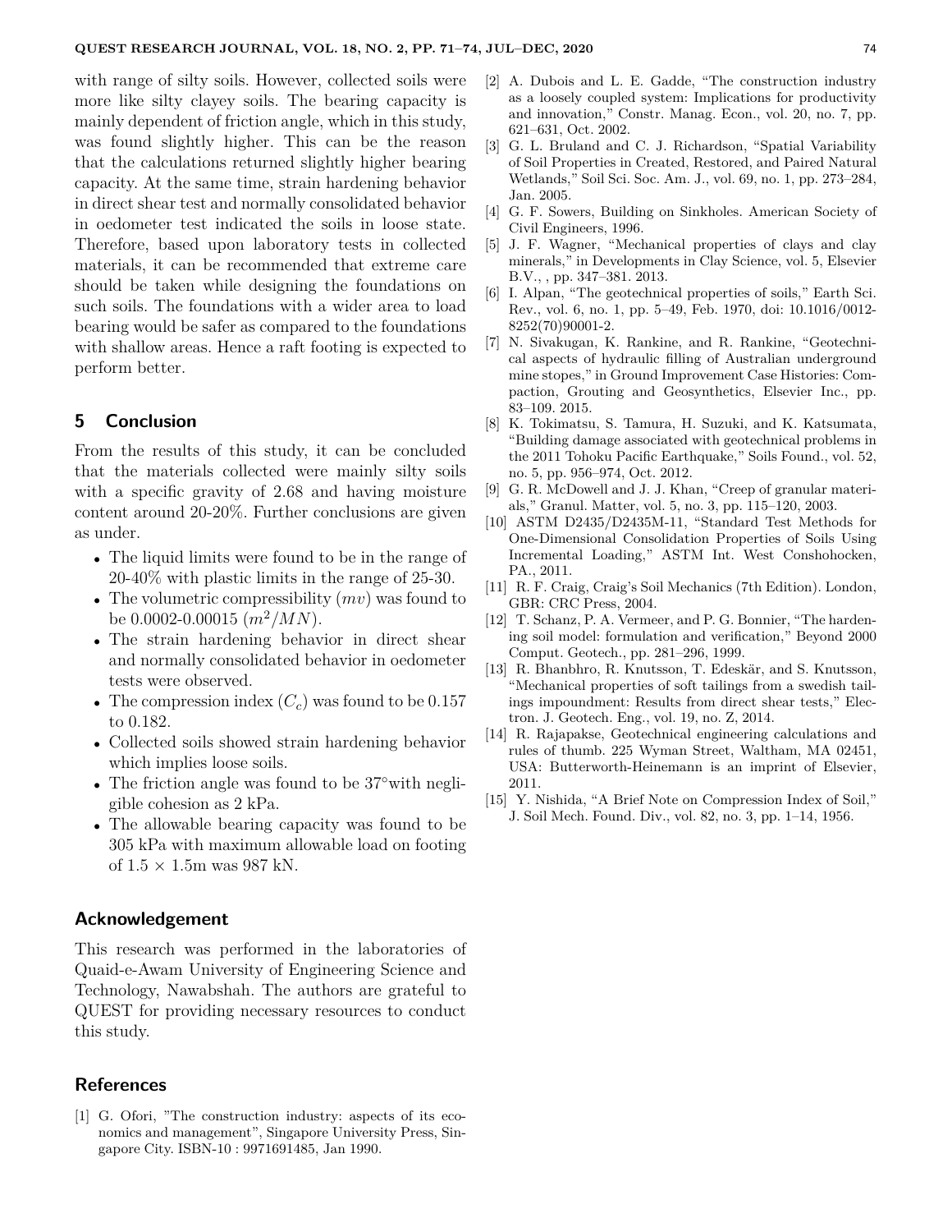with range of silty soils. However, collected soils were more like silty clayey soils. The bearing capacity is mainly dependent of friction angle, which in this study, was found slightly higher. This can be the reason that the calculations returned slightly higher bearing capacity. At the same time, strain hardening behavior in direct shear test and normally consolidated behavior in oedometer test indicated the soils in loose state. Therefore, based upon laboratory tests in collected materials, it can be recommended that extreme care should be taken while designing the foundations on such soils. The foundations with a wider area to load bearing would be safer as compared to the foundations with shallow areas. Hence a raft footing is expected to perform better.

## 5 Conclusion

From the results of this study, it can be concluded that the materials collected were mainly silty soils with a specific gravity of 2.68 and having moisture content around 20-20%. Further conclusions are given as under.

- The liquid limits were found to be in the range of 20-40% with plastic limits in the range of 25-30.
- The volumetric compressibility ($mv$) was found to be 0.0002-0.00015 ($m^2/MN$).
- The strain hardening behavior in direct shear and normally consolidated behavior in oedometer tests were observed.
- The compression index ($C_c$) was found to be 0.157 to 0.182.
- Collected soils showed strain hardening behavior which implies loose soils.
- The friction angle was found to be 37°with negligible cohesion as 2 kPa.
- The allowable bearing capacity was found to be 305 kPa with maximum allowable load on footing of 1.5 × 1.5m was 987 kN.

## Acknowledgement

This research was performed in the laboratories of Quaid-e-Awam University of Engineering Science and Technology, Nawabshah. The authors are grateful to QUEST for providing necessary resources to conduct this study.

## References

[1] G. Ofori, "The construction industry: aspects of its economics and management", Singapore University Press, Singapore City. ISBN-10 : 9971691485, Jan 1990.

[2] A. Dubois and L. E. Gadde, "The construction industry as a loosely coupled system: Implications for productivity and innovation," Constr. Manag. Econ., vol. 20, no. 7, pp. 621–631, Oct. 2002.

[3] G. L. Bruland and C. J. Richardson, "Spatial Variability of Soil Properties in Created, Restored, and Paired Natural Wetlands," Soil Sci. Soc. Am. J., vol. 69, no. 1, pp. 273–284, Jan. 2005.

[4] G. F. Sowers, Building on Sinkholes. American Society of Civil Engineers, 1996.

[5] J. F. Wagner, "Mechanical properties of clays and clay minerals," in Developments in Clay Science, vol. 5, Elsevier B.V., , pp. 347–381. 2013.

[6] I. Alpan, "The geotechnical properties of soils," Earth Sci. Rev., vol. 6, no. 1, pp. 5–49, Feb. 1970, doi: 10.1016/0012-8252(70)90001-2.

[7] N. Sivakugan, K. Rankine, and R. Rankine, "Geotechnical aspects of hydraulic filling of Australian underground mine stopes," in Ground Improvement Case Histories: Compaction, Grouting and Geosynthetics, Elsevier Inc., pp. 83–109. 2015.

[8] K. Tokimatsu, S. Tamura, H. Suzuki, and K. Katsumata, "Building damage associated with geotechnical problems in the 2011 Tohoku Pacific Earthquake," Soils Found., vol. 52, no. 5, pp. 956–974, Oct. 2012.

[9] G. R. McDowell and J. J. Khan, "Creep of granular materials," Granul. Matter, vol. 5, no. 3, pp. 115–120, 2003.

[10] ASTM D2435/D2435M-11, "Standard Test Methods for One-Dimensional Consolidation Properties of Soils Using Incremental Loading," ASTM Int. West Conshohocken, PA., 2011.

[11] R. F. Craig, Craig's Soil Mechanics (7th Edition). London, GBR: CRC Press, 2004.

[12] T. Schanz, P. A. Vermeer, and P. G. Bonnier, "The hardening soil model: formulation and verification," Beyond 2000 Comput. Geotech., pp. 281–296, 1999.

[13] R. Bhanbhro, R. Knutsson, T. Edeskär, and S. Knutsson, "Mechanical properties of soft tailings from a swedish tailings impoundment: Results from direct shear tests," Electron. J. Geotech. Eng., vol. 19, no. Z, 2014.

[14] R. Rajapakse, Geotechnical engineering calculations and rules of thumb. 225 Wyman Street, Waltham, MA 02451, USA: Butterworth-Heinemann is an imprint of Elsevier, 2011.

[15] Y. Nishida, "A Brief Note on Compression Index of Soil," J. Soil Mech. Found. Div., vol. 82, no. 3, pp. 1–14, 1956.